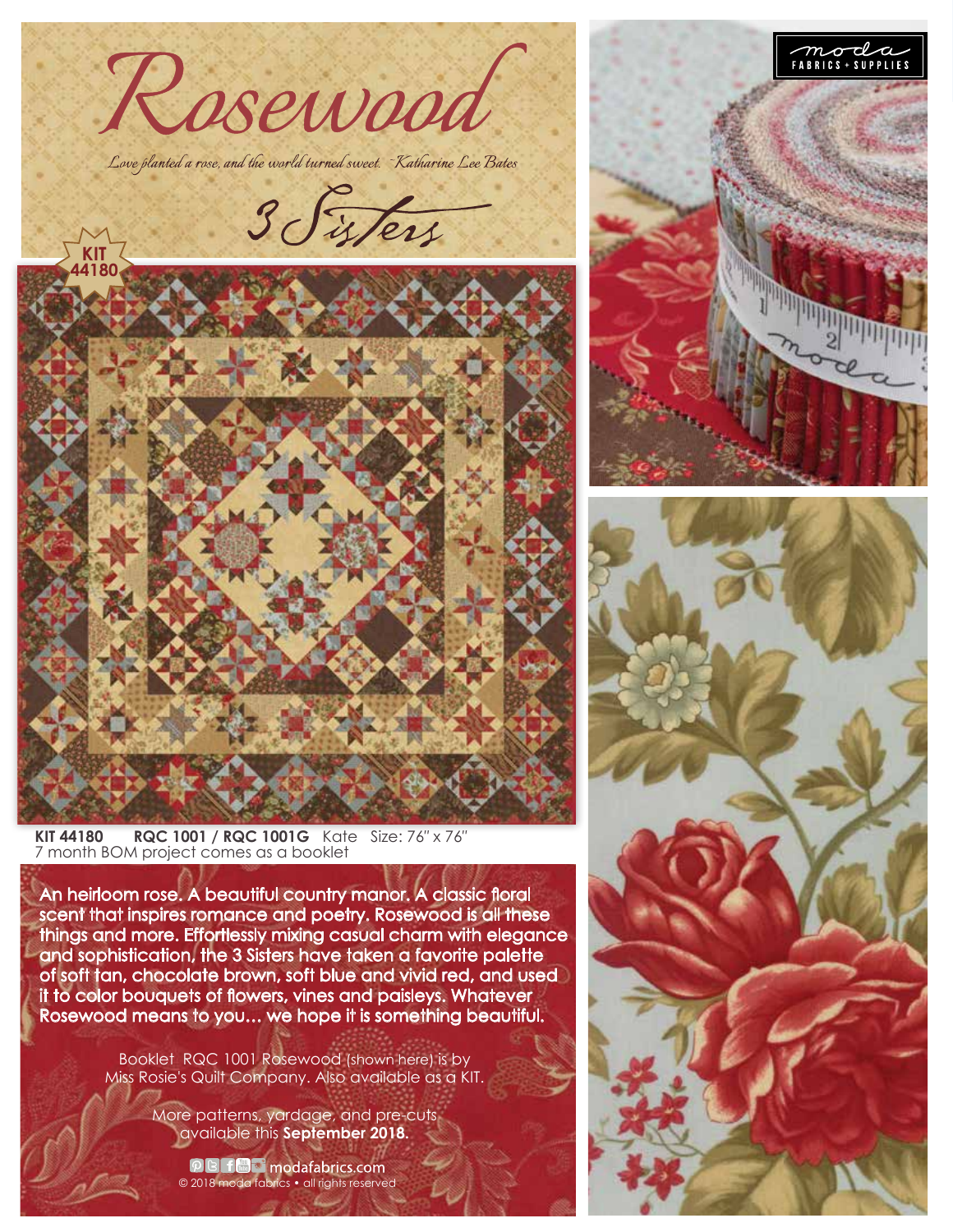# Rosewood

*Love planted a rose, and the world turned sweet. ~Katharine Lee Bates*

3 Sisters

moda FABRICS + SUPPLIES

KIT 44180

**KIT 44180** **RQC 1001 / RQC 1001G** Kate Size: 76" x 76"
7 month BOM project comes as a booklet

An heirloom rose. A beautiful country manor. A classic floral scent that inspires romance and poetry. Rosewood is all these things and more. Effortlessly mixing casual charm with elegance and sophistication, the 3 Sisters have taken a favorite palette of soft tan, chocolate brown, soft blue and vivid red, and used it to color bouquets of flowers, vines and paisleys. Whatever Rosewood means to you… we hope it is something beautiful.

Booklet RQC 1001 Rosewood (shown here) is by Miss Rosie's Quilt Company. Also available as a KIT.

More patterns, yardage, and pre-cuts available this **September 2018.**

modafabrics.com
© 2018 moda fabrics • all rights reserved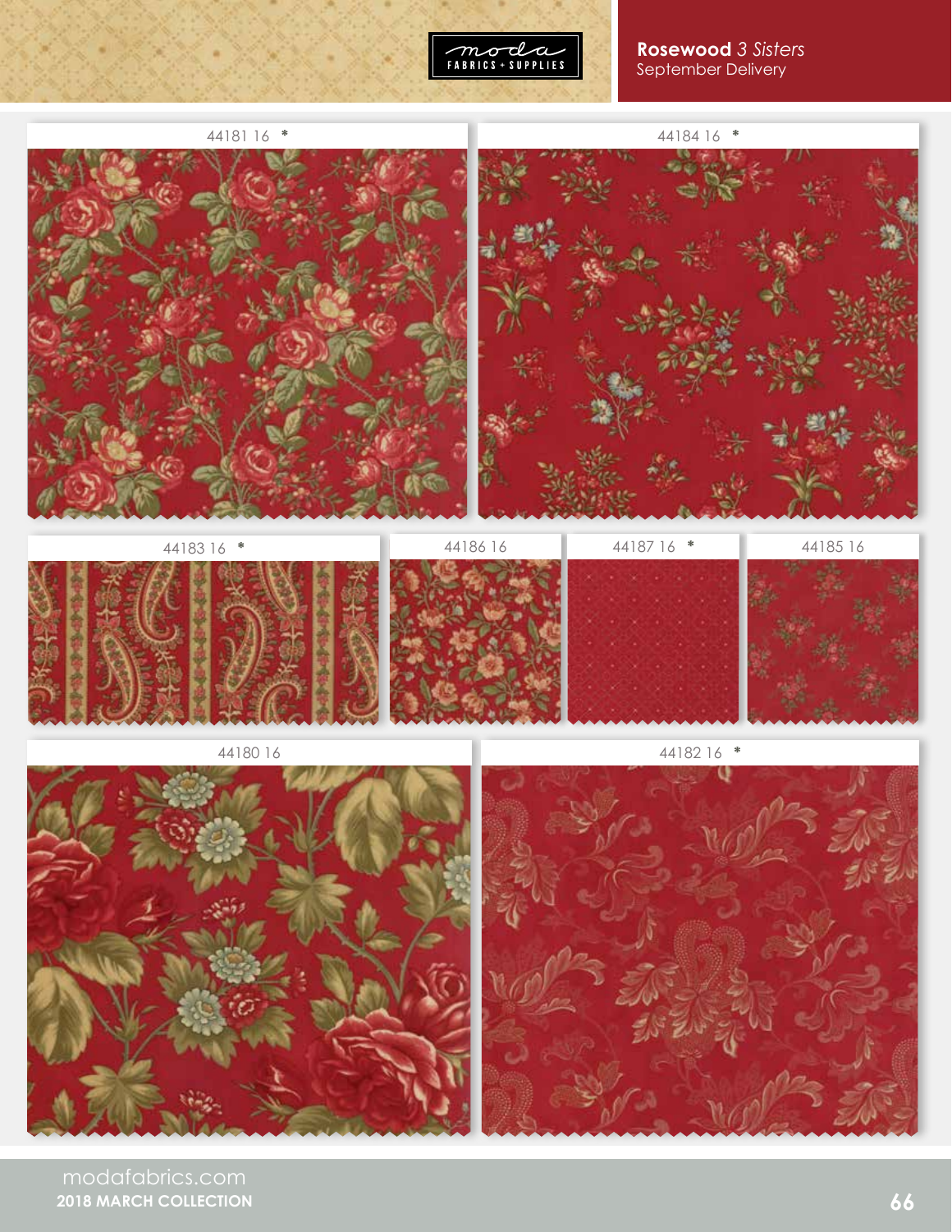moda FABRICS + SUPPLIES

**Rosewood** *3 Sisters*
September Delivery

44181 16 *

44184 16 *

44183 16 *

44186 16

44187 16 *

44185 16

44180 16

44182 16 *

modafabrics.com
**2018 MARCH COLLECTION**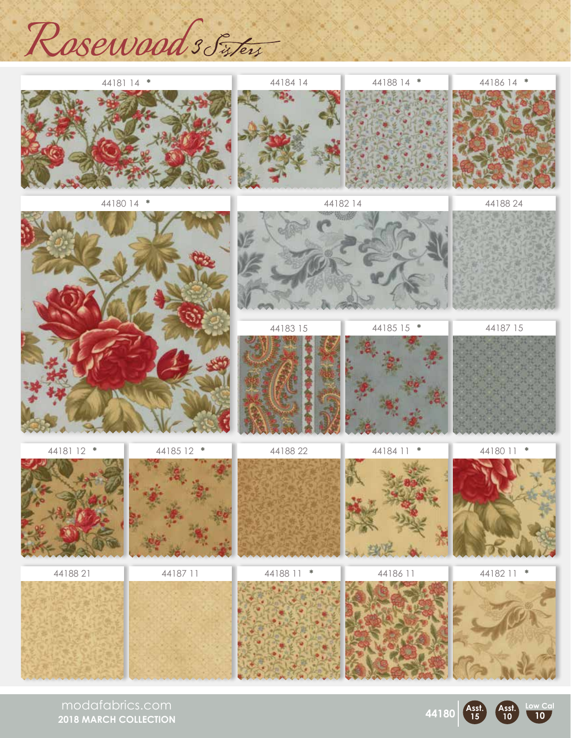# Rosewood 3 Sisters

44181 14 *

44184 14

44188 14 *

44186 14 *

44180 14 *

44182 14

44188 24

44183 15

44185 15 *

44187 15

44181 12 *

44185 12 *

44188 22

44184 11 *

44180 11 *

44188 21

44187 11

44188 11 *

44186 11

44182 11 *

modafabrics.com

**2018 MARCH COLLECTION**

**44180** Asst. 15 Asst. 10 Low Cal 10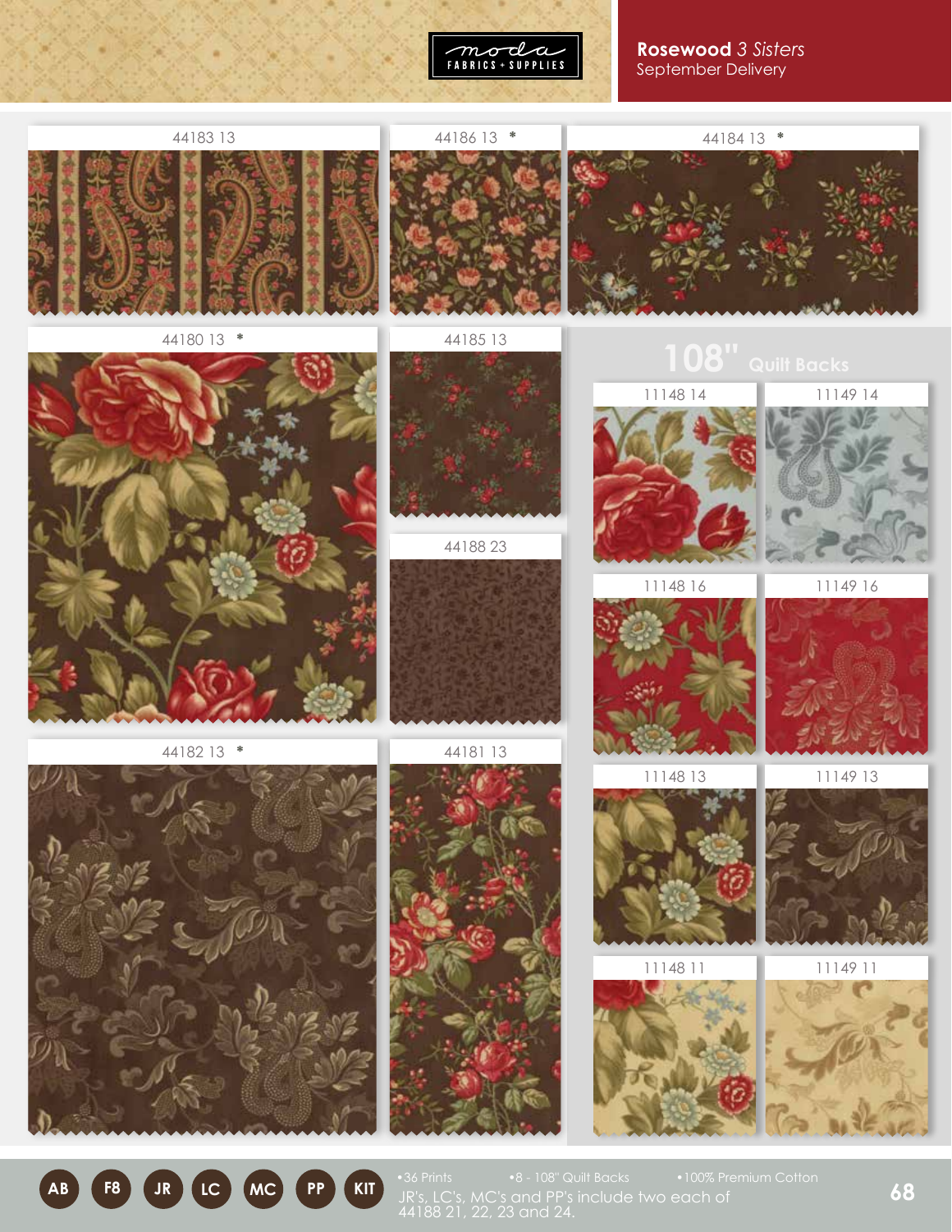moda FABRICS + SUPPLIES

## **Rosewood** *3 Sisters*

September Delivery

44183 13

44186 13 *

44184 13 *

44180 13 *

44185 13

44188 23

44182 13 *

44181 13

### 108" Quilt Backs

11148 14

11149 14

11148 16

11149 16

11148 13

11149 13

11148 11

11149 11

AB F8 JR LC MC PP KIT

- 36 Prints
- 8 - 108" Quilt Backs
- 100% Premium Cotton

JR's, LC's, MC's and PP's include two each of 44188 21, 22, 23 and 24.